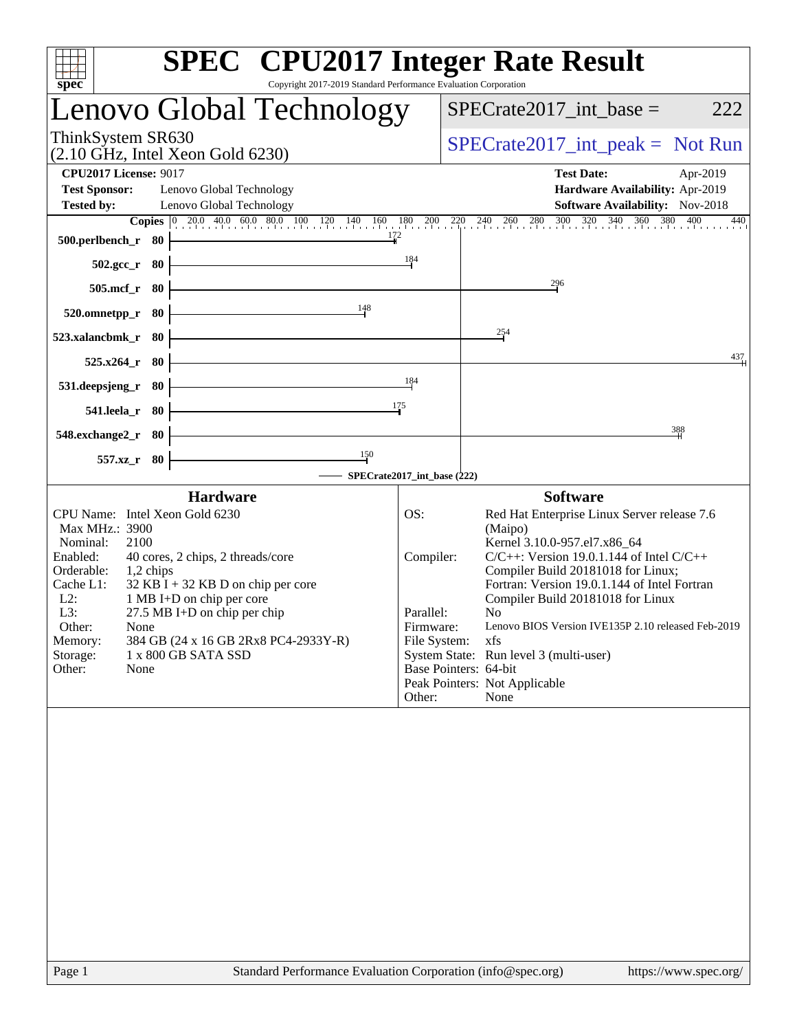# SPEC CPU2017 Integer Rate Result

Copyright 2017-2019 Standard Performance Evaluation Corporation

## Lenovo Global Technology

ThinkSystem SR630
(2.10 GHz, Intel Xeon Gold 6230)

SPECrate2017_int_base = 222

SPECrate2017_int_peak = Not Run

**CPU2017 License:** 9017
**Test Sponsor:** Lenovo Global Technology
**Tested by:** Lenovo Global Technology

**Test Date:** Apr-2019
**Hardware Availability:** Apr-2019
**Software Availability:** Nov-2018

| Benchmark | Copies | Base Ratio |
|---|---|---|
| 500.perlbench_r | 80 | 172 |
| 502.gcc_r | 80 | 184 |
| 505.mcf_r | 80 | 296 |
| 520.omnetpp_r | 80 | 148 |
| 523.xalancbmk_r | 80 | 254 |
| 525.x264_r | 80 | 437 |
| 531.deepsjeng_r | 80 | 184 |
| 541.leela_r | 80 | 175 |
| 548.exchange2_r | 80 | 388 |
| 557.xz_r | 80 | 150 |

SPECrate2017_int_base (222)

### Hardware

| | |
|---|---|
| CPU Name: | Intel Xeon Gold 6230 |
| Max MHz.: | 3900 |
| Nominal: | 2100 |
| Enabled: | 40 cores, 2 chips, 2 threads/core |
| Orderable: | 1,2 chips |
| Cache L1: | 32 KB I + 32 KB D on chip per core |
| L2: | 1 MB I+D on chip per core |
| L3: | 27.5 MB I+D on chip per chip |
| Other: | None |
| Memory: | 384 GB (24 x 16 GB 2Rx8 PC4-2933Y-R) |
| Storage: | 1 x 800 GB SATA SSD |
| Other: | None |

### Software

| | |
|---|---|
| OS: | Red Hat Enterprise Linux Server release 7.6 (Maipo) Kernel 3.10.0-957.el7.x86_64 |
| Compiler: | C/C++: Version 19.0.1.144 of Intel C/C++ Compiler Build 20181018 for Linux; Fortran: Version 19.0.1.144 of Intel Fortran Compiler Build 20181018 for Linux |
| Parallel: | No |
| Firmware: | Lenovo BIOS Version IVE135P 2.10 released Feb-2019 |
| File System: | xfs |
| System State: | Run level 3 (multi-user) |
| Base Pointers: | 64-bit |
| Peak Pointers: | Not Applicable |
| Other: | None |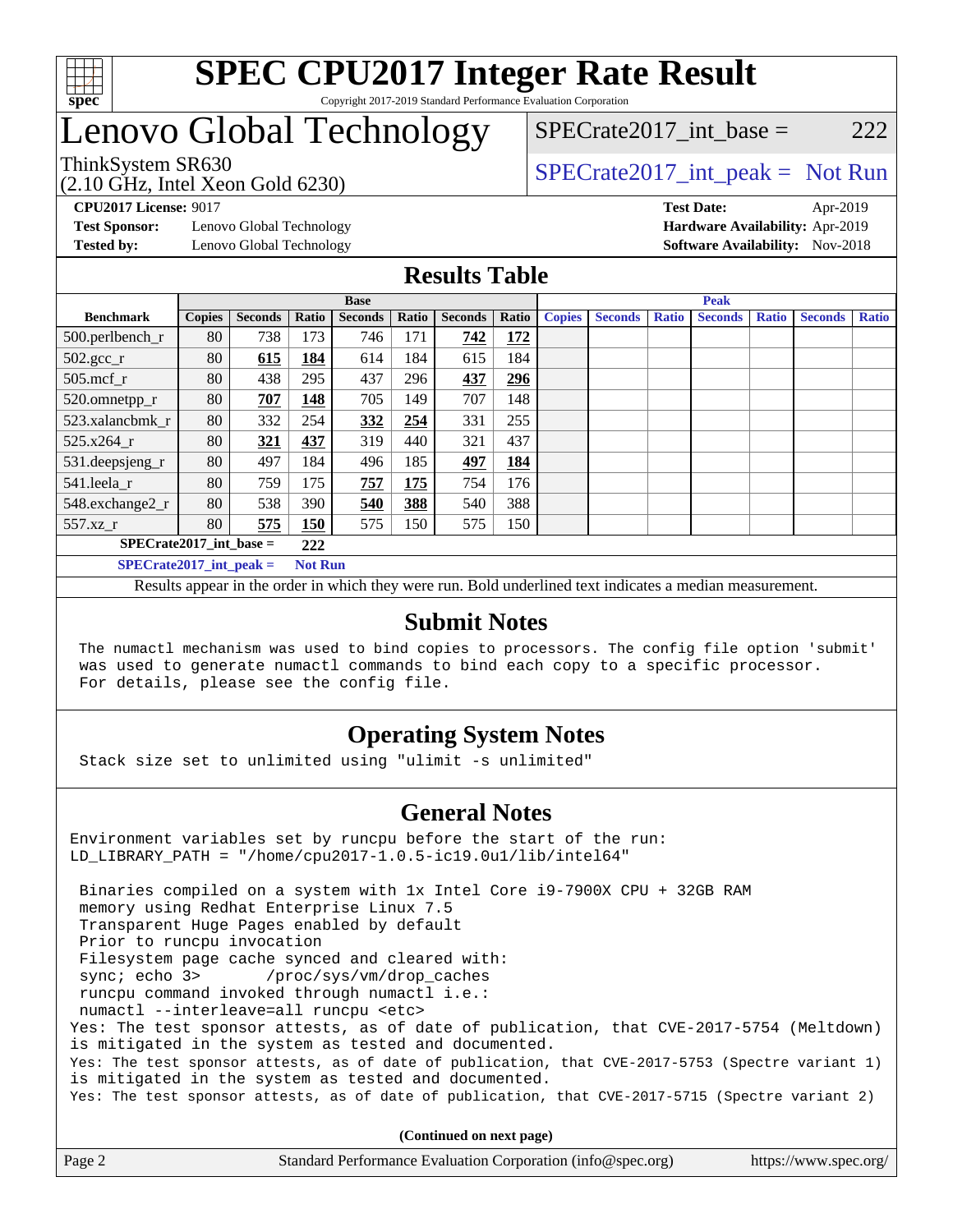# SPEC CPU2017 Integer Rate Result

Copyright 2017-2019 Standard Performance Evaluation Corporation

# Lenovo Global Technology

ThinkSystem SR630
(2.10 GHz, Intel Xeon Gold 6230)

SPECrate2017_int_base = 222

SPECrate2017_int_peak = Not Run

**CPU2017 License:** 9017
**Test Sponsor:** Lenovo Global Technology
**Tested by:** Lenovo Global Technology

**Test Date:** Apr-2019
**Hardware Availability:** Apr-2019
**Software Availability:** Nov-2018

## Results Table

| Benchmark | Base | | | | | | | Peak | | | | | | |
|---|---|---|---|---|---|---|---|---|---|---|---|---|---|---|
| | Copies | Seconds | Ratio | Seconds | Ratio | Seconds | Ratio | Copies | Seconds | Ratio | Seconds | Ratio | Seconds | Ratio |
| 500.perlbench_r | 80 | 738 | 173 | 746 | 171 | **742** | **172** | | | | | | | |
| 502.gcc_r | 80 | **615** | **184** | 614 | 184 | 615 | 184 | | | | | | | |
| 505.mcf_r | 80 | 438 | 295 | 437 | 296 | **437** | **296** | | | | | | | |
| 520.omnetpp_r | 80 | **707** | **148** | 705 | 149 | 707 | 148 | | | | | | | |
| 523.xalancbmk_r | 80 | 332 | 254 | **332** | **254** | 331 | 255 | | | | | | | |
| 525.x264_r | 80 | **321** | **437** | 319 | 440 | 321 | 437 | | | | | | | |
| 531.deepsjeng_r | 80 | 497 | 184 | 496 | 185 | **497** | **184** | | | | | | | |
| 541.leela_r | 80 | 759 | 175 | **757** | **175** | 754 | 176 | | | | | | | |
| 548.exchange2_r | 80 | 538 | 390 | **540** | **388** | 540 | 388 | | | | | | | |
| 557.xz_r | 80 | **575** | **150** | 575 | 150 | 575 | 150 | | | | | | | |

**SPECrate2017_int_base = 222**

**SPECrate2017_int_peak = Not Run**

Results appear in the order in which they were run. Bold underlined text indicates a median measurement.

## Submit Notes

```
The numactl mechanism was used to bind copies to processors. The config file option 'submit'
was used to generate numactl commands to bind each copy to a specific processor.
For details, please see the config file.
```

## Operating System Notes

```
Stack size set to unlimited using "ulimit -s unlimited"
```

## General Notes

```
Environment variables set by runcpu before the start of the run:
LD_LIBRARY_PATH = "/home/cpu2017-1.0.5-ic19.0u1/lib/intel64"

 Binaries compiled on a system with 1x Intel Core i9-7900X CPU + 32GB RAM
 memory using Redhat Enterprise Linux 7.5
 Transparent Huge Pages enabled by default
 Prior to runcpu invocation
 Filesystem page cache synced and cleared with:
 sync; echo 3>       /proc/sys/vm/drop_caches
 runcpu command invoked through numactl i.e.:
 numactl --interleave=all runcpu <etc>
Yes: The test sponsor attests, as of date of publication, that CVE-2017-5754 (Meltdown)
is mitigated in the system as tested and documented.
Yes: The test sponsor attests, as of date of publication, that CVE-2017-5753 (Spectre variant 1)
is mitigated in the system as tested and documented.
Yes: The test sponsor attests, as of date of publication, that CVE-2017-5715 (Spectre variant 2)
```

**(Continued on next page)**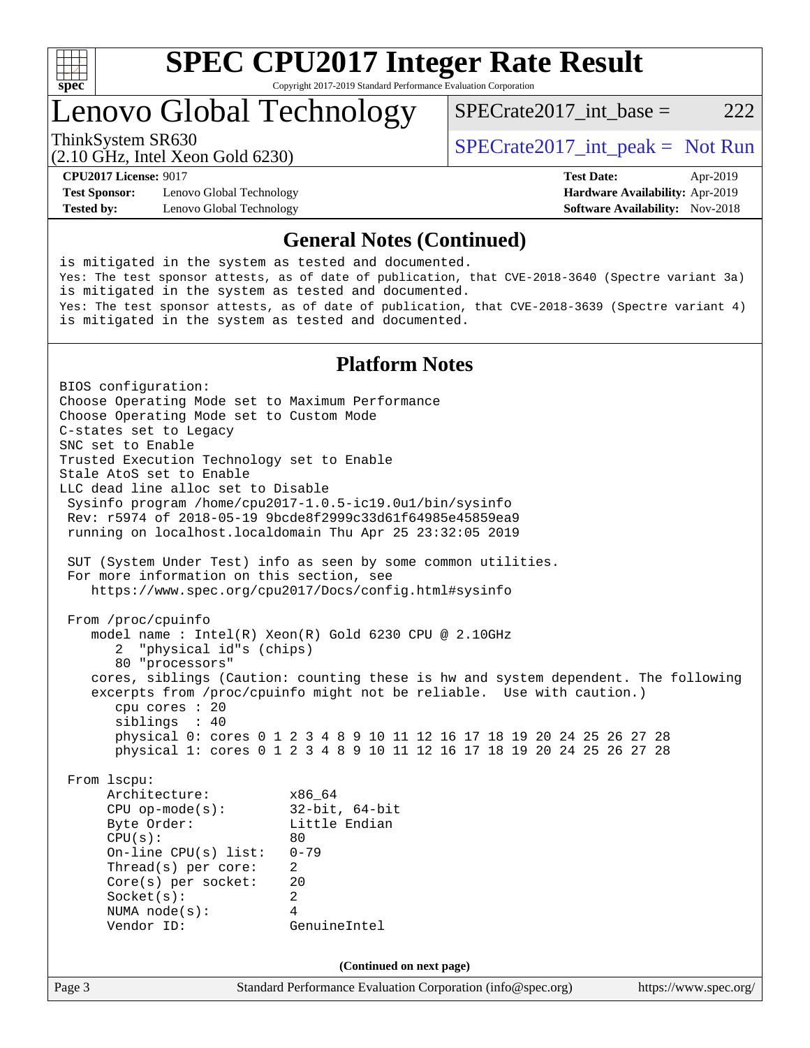## General Notes (Continued)

```
is mitigated in the system as tested and documented.
Yes: The test sponsor attests, as of date of publication, that CVE-2018-3640 (Spectre variant 3a)
is mitigated in the system as tested and documented.
Yes: The test sponsor attests, as of date of publication, that CVE-2018-3639 (Spectre variant 4)
is mitigated in the system as tested and documented.
```

## Platform Notes

```
BIOS configuration:
Choose Operating Mode set to Maximum Performance
Choose Operating Mode set to Custom Mode
C-states set to Legacy
SNC set to Enable
Trusted Execution Technology set to Enable
Stale AtoS set to Enable
LLC dead line alloc set to Disable
 Sysinfo program /home/cpu2017-1.0.5-ic19.0u1/bin/sysinfo
 Rev: r5974 of 2018-05-19 9bcde8f2999c33d61f64985e45859ea9
 running on localhost.localdomain Thu Apr 25 23:32:05 2019

 SUT (System Under Test) info as seen by some common utilities.
 For more information on this section, see
    https://www.spec.org/cpu2017/Docs/config.html#sysinfo

 From /proc/cpuinfo
    model name : Intel(R) Xeon(R) Gold 6230 CPU @ 2.10GHz
       2  "physical id"s (chips)
       80 "processors"
    cores, siblings (Caution: counting these is hw and system dependent. The following
    excerpts from /proc/cpuinfo might not be reliable.  Use with caution.)
       cpu cores : 20
       siblings  : 40
       physical 0: cores 0 1 2 3 4 8 9 10 11 12 16 17 18 19 20 24 25 26 27 28
       physical 1: cores 0 1 2 3 4 8 9 10 11 12 16 17 18 19 20 24 25 26 27 28

 From lscpu:
      Architecture:          x86_64
      CPU op-mode(s):        32-bit, 64-bit
      Byte Order:            Little Endian
      CPU(s):                80
      On-line CPU(s) list:   0-79
      Thread(s) per core:    2
      Core(s) per socket:    20
      Socket(s):             2
      NUMA node(s):          4
      Vendor ID:             GenuineIntel
```

**(Continued on next page)**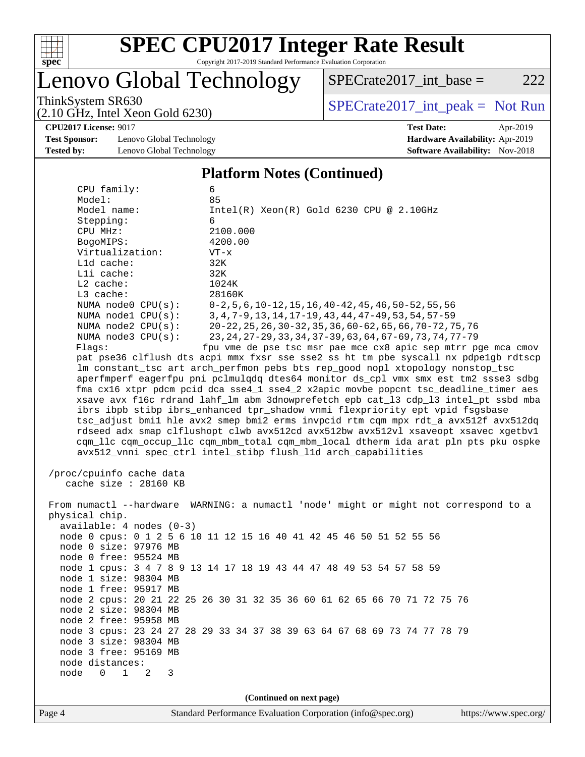## Platform Notes (Continued)

```
    CPU family:          6
    Model:               85
    Model name:          Intel(R) Xeon(R) Gold 6230 CPU @ 2.10GHz
    Stepping:            6
    CPU MHz:             2100.000
    BogoMIPS:            4200.00
    Virtualization:      VT-x
    L1d cache:           32K
    L1i cache:           32K
    L2 cache:            1024K
    L3 cache:            28160K
    NUMA node0 CPU(s):   0-2,5,6,10-12,15,16,40-42,45,46,50-52,55,56
    NUMA node1 CPU(s):   3,4,7-9,13,14,17-19,43,44,47-49,53,54,57-59
    NUMA node2 CPU(s):   20-22,25,26,30-32,35,36,60-62,65,66,70-72,75,76
    NUMA node3 CPU(s):   23,24,27-29,33,34,37-39,63,64,67-69,73,74,77-79
    Flags:               fpu vme de pse tsc msr pae mce cx8 apic sep mtrr pge mca cmov
    pat pse36 clflush dts acpi mmx fxsr sse sse2 ss ht tm pbe syscall nx pdpe1gb rdtscp
    lm constant_tsc art arch_perfmon pebs bts rep_good nopl xtopology nonstop_tsc
    aperfmperf eagerfpu pni pclmulqdq dtes64 monitor ds_cpl vmx smx est tm2 ssse3 sdbg
    fma cx16 xtpr pdcm pcid dca sse4_1 sse4_2 x2apic movbe popcnt tsc_deadline_timer aes
    xsave avx f16c rdrand lahf_lm abm 3dnowprefetch epb cat_l3 cdp_l3 intel_pt ssbd mba
    ibrs ibpb stibp ibrs_enhanced tpr_shadow vnmi flexpriority ept vpid fsgsbase
    tsc_adjust bmi1 hle avx2 smep bmi2 erms invpcid rtm cqm mpx rdt_a avx512f avx512dq
    rdseed adx smap clflushopt clwb avx512cd avx512bw avx512vl xsaveopt xsavec xgetbv1
    cqm_llc cqm_occup_llc cqm_mbm_total cqm_mbm_local dtherm ida arat pln pts pku ospke
    avx512_vnni spec_ctrl intel_stibp flush_l1d arch_capabilities

 /proc/cpuinfo cache data
    cache size : 28160 KB

 From numactl --hardware  WARNING: a numactl 'node' might or might not correspond to a
 physical chip.
   available: 4 nodes (0-3)
   node 0 cpus: 0 1 2 5 6 10 11 12 15 16 40 41 42 45 46 50 51 52 55 56
   node 0 size: 97976 MB
   node 0 free: 95524 MB
   node 1 cpus: 3 4 7 8 9 13 14 17 18 19 43 44 47 48 49 53 54 57 58 59
   node 1 size: 98304 MB
   node 1 free: 95917 MB
   node 2 cpus: 20 21 22 25 26 30 31 32 35 36 60 61 62 65 66 70 71 72 75 76
   node 2 size: 98304 MB
   node 2 free: 95958 MB
   node 3 cpus: 23 24 27 28 29 33 34 37 38 39 63 64 67 68 69 73 74 77 78 79
   node 3 size: 98304 MB
   node 3 free: 95169 MB
   node distances:
   node   0   1   2   3
```

(Continued on next page)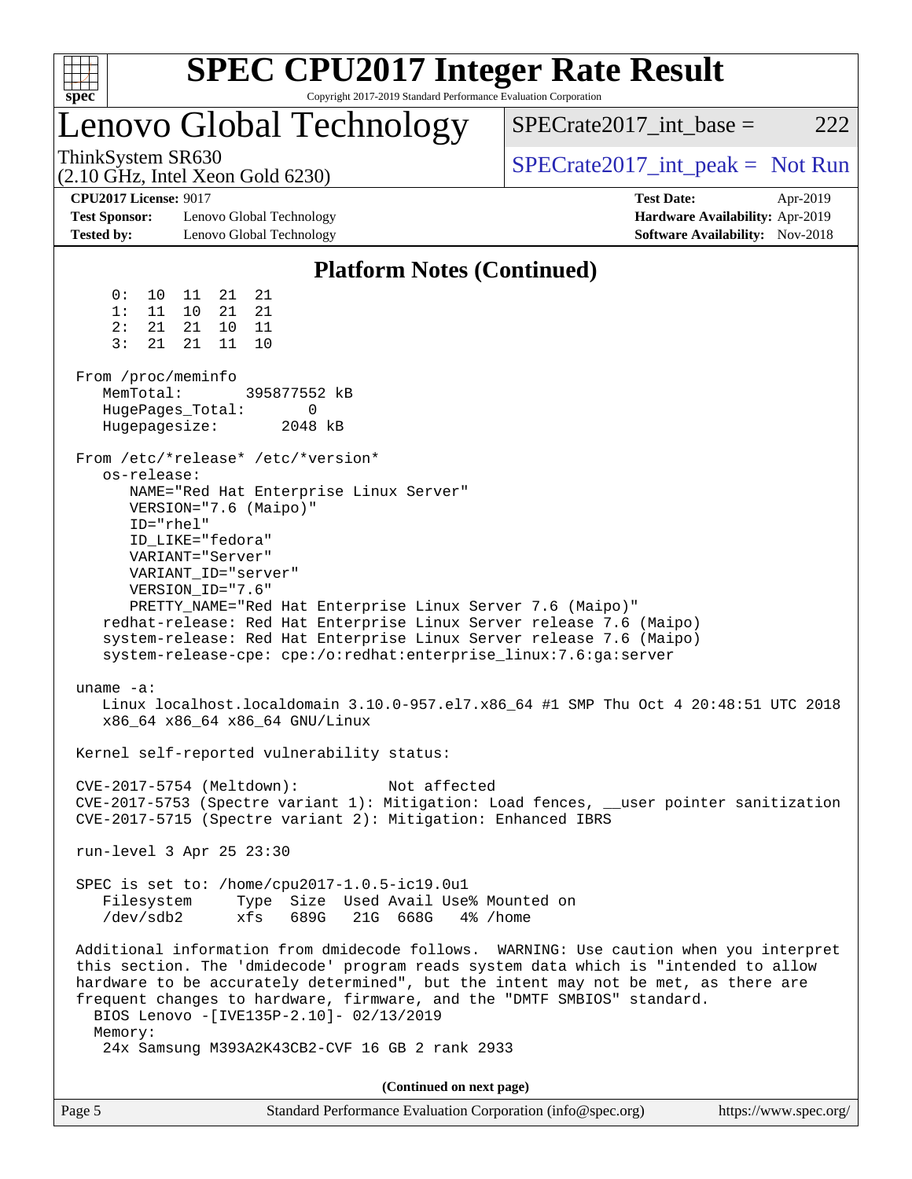## Platform Notes (Continued)

```
     0:  10  11  21  21
     1:  11  10  21  21
     2:  21  21  10  11
     3:  21  21  11  10

 From /proc/meminfo
    MemTotal:       395877552 kB
    HugePages_Total:       0
    Hugepagesize:       2048 kB

 From /etc/*release* /etc/*version*
    os-release:
       NAME="Red Hat Enterprise Linux Server"
       VERSION="7.6 (Maipo)"
       ID="rhel"
       ID_LIKE="fedora"
       VARIANT="Server"
       VARIANT_ID="server"
       VERSION_ID="7.6"
       PRETTY_NAME="Red Hat Enterprise Linux Server 7.6 (Maipo)"
    redhat-release: Red Hat Enterprise Linux Server release 7.6 (Maipo)
    system-release: Red Hat Enterprise Linux Server release 7.6 (Maipo)
    system-release-cpe: cpe:/o:redhat:enterprise_linux:7.6:ga:server

 uname -a:
    Linux localhost.localdomain 3.10.0-957.el7.x86_64 #1 SMP Thu Oct 4 20:48:51 UTC 2018
    x86_64 x86_64 x86_64 GNU/Linux

 Kernel self-reported vulnerability status:

 CVE-2017-5754 (Meltdown):          Not affected
 CVE-2017-5753 (Spectre variant 1): Mitigation: Load fences, __user pointer sanitization
 CVE-2017-5715 (Spectre variant 2): Mitigation: Enhanced IBRS

 run-level 3 Apr 25 23:30

 SPEC is set to: /home/cpu2017-1.0.5-ic19.0u1
    Filesystem     Type  Size  Used Avail Use% Mounted on
    /dev/sdb2      xfs   689G   21G  668G   4% /home

 Additional information from dmidecode follows.  WARNING: Use caution when you interpret
 this section. The 'dmidecode' program reads system data which is "intended to allow
 hardware to be accurately determined", but the intent may not be met, as there are
 frequent changes to hardware, firmware, and the "DMTF SMBIOS" standard.
   BIOS Lenovo -[IVE135P-2.10]- 02/13/2019
   Memory:
    24x Samsung M393A2K43CB2-CVF 16 GB 2 rank 2933
```

(Continued on next page)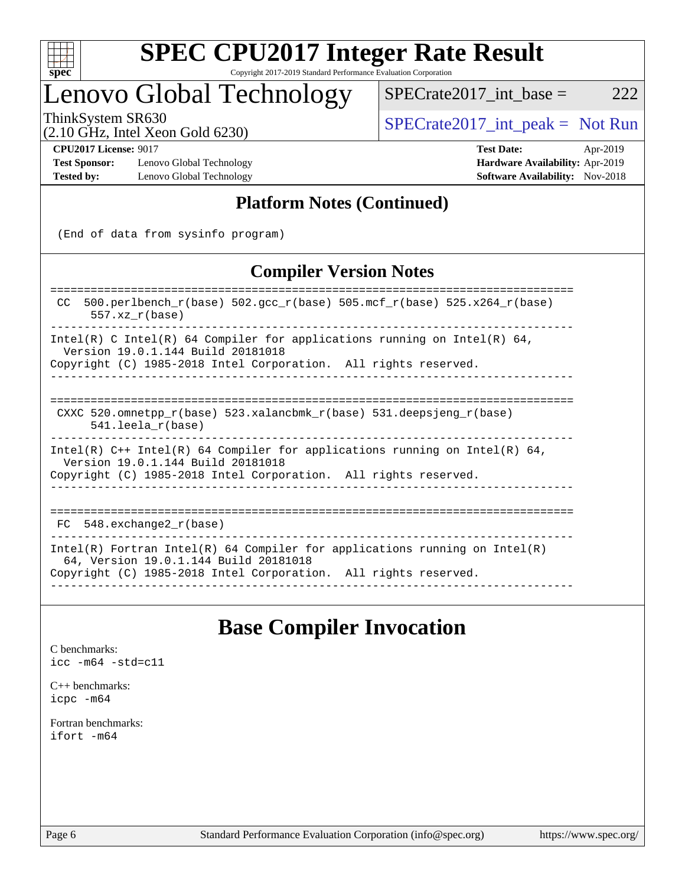## Platform Notes (Continued)

```
(End of data from sysinfo program)
```

## Compiler Version Notes

```
==============================================================================
 CC  500.perlbench_r(base) 502.gcc_r(base) 505.mcf_r(base) 525.x264_r(base)
      557.xz_r(base)
------------------------------------------------------------------------------
Intel(R) C Intel(R) 64 Compiler for applications running on Intel(R) 64,
  Version 19.0.1.144 Build 20181018
Copyright (C) 1985-2018 Intel Corporation.  All rights reserved.
------------------------------------------------------------------------------

==============================================================================
 CXXC 520.omnetpp_r(base) 523.xalancbmk_r(base) 531.deepsjeng_r(base)
      541.leela_r(base)
------------------------------------------------------------------------------
Intel(R) C++ Intel(R) 64 Compiler for applications running on Intel(R) 64,
  Version 19.0.1.144 Build 20181018
Copyright (C) 1985-2018 Intel Corporation.  All rights reserved.
------------------------------------------------------------------------------

==============================================================================
 FC  548.exchange2_r(base)
------------------------------------------------------------------------------
Intel(R) Fortran Intel(R) 64 Compiler for applications running on Intel(R)
  64, Version 19.0.1.144 Build 20181018
Copyright (C) 1985-2018 Intel Corporation.  All rights reserved.
------------------------------------------------------------------------------
```

# Base Compiler Invocation

C benchmarks:
`icc -m64 -std=c11`

C++ benchmarks:
`icpc -m64`

Fortran benchmarks:
`ifort -m64`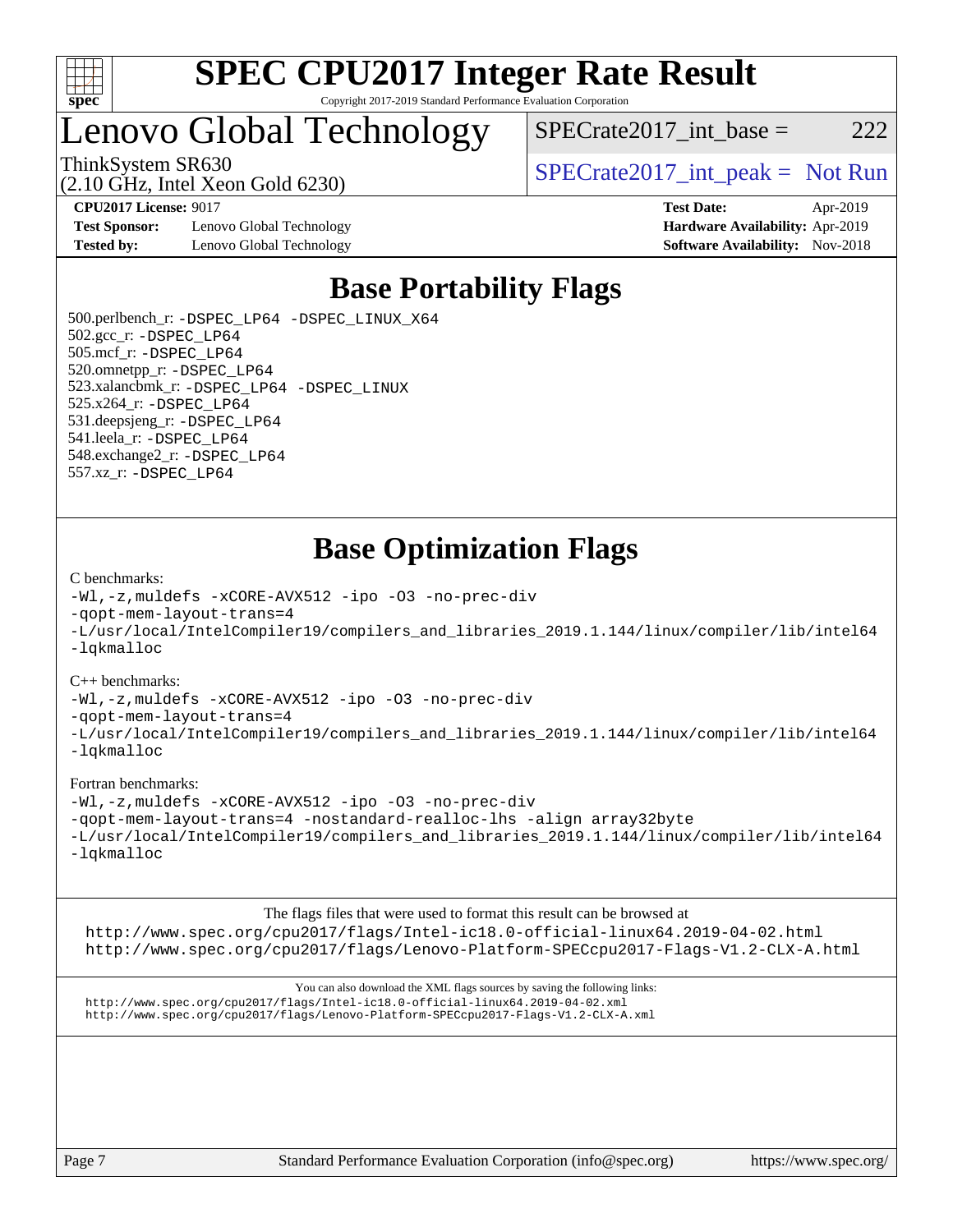# SPEC CPU2017 Integer Rate Result

Copyright 2017-2019 Standard Performance Evaluation Corporation

# Lenovo Global Technology

ThinkSystem SR630
(2.10 GHz, Intel Xeon Gold 6230)

SPECrate2017_int_base = 222

SPECrate2017_int_peak = Not Run

**CPU2017 License:** 9017
**Test Sponsor:** Lenovo Global Technology
**Tested by:** Lenovo Global Technology

**Test Date:** Apr-2019
**Hardware Availability:** Apr-2019
**Software Availability:** Nov-2018

## Base Portability Flags

500.perlbench_r: -DSPEC_LP64 -DSPEC_LINUX_X64
502.gcc_r: -DSPEC_LP64
505.mcf_r: -DSPEC_LP64
520.omnetpp_r: -DSPEC_LP64
523.xalancbmk_r: -DSPEC_LP64 -DSPEC_LINUX
525.x264_r: -DSPEC_LP64
531.deepsjeng_r: -DSPEC_LP64
541.leela_r: -DSPEC_LP64
548.exchange2_r: -DSPEC_LP64
557.xz_r: -DSPEC_LP64

## Base Optimization Flags

C benchmarks:
```
-Wl,-z,muldefs -xCORE-AVX512 -ipo -O3 -no-prec-div
-qopt-mem-layout-trans=4
-L/usr/local/IntelCompiler19/compilers_and_libraries_2019.1.144/linux/compiler/lib/intel64
-lqkmalloc
```

C++ benchmarks:
```
-Wl,-z,muldefs -xCORE-AVX512 -ipo -O3 -no-prec-div
-qopt-mem-layout-trans=4
-L/usr/local/IntelCompiler19/compilers_and_libraries_2019.1.144/linux/compiler/lib/intel64
-lqkmalloc
```

Fortran benchmarks:
```
-Wl,-z,muldefs -xCORE-AVX512 -ipo -O3 -no-prec-div
-qopt-mem-layout-trans=4 -nostandard-realloc-lhs -align array32byte
-L/usr/local/IntelCompiler19/compilers_and_libraries_2019.1.144/linux/compiler/lib/intel64
-lqkmalloc
```

The flags files that were used to format this result can be browsed at
http://www.spec.org/cpu2017/flags/Intel-ic18.0-official-linux64.2019-04-02.html
http://www.spec.org/cpu2017/flags/Lenovo-Platform-SPECcpu2017-Flags-V1.2-CLX-A.html

You can also download the XML flags sources by saving the following links:
http://www.spec.org/cpu2017/flags/Intel-ic18.0-official-linux64.2019-04-02.xml
http://www.spec.org/cpu2017/flags/Lenovo-Platform-SPECcpu2017-Flags-V1.2-CLX-A.xml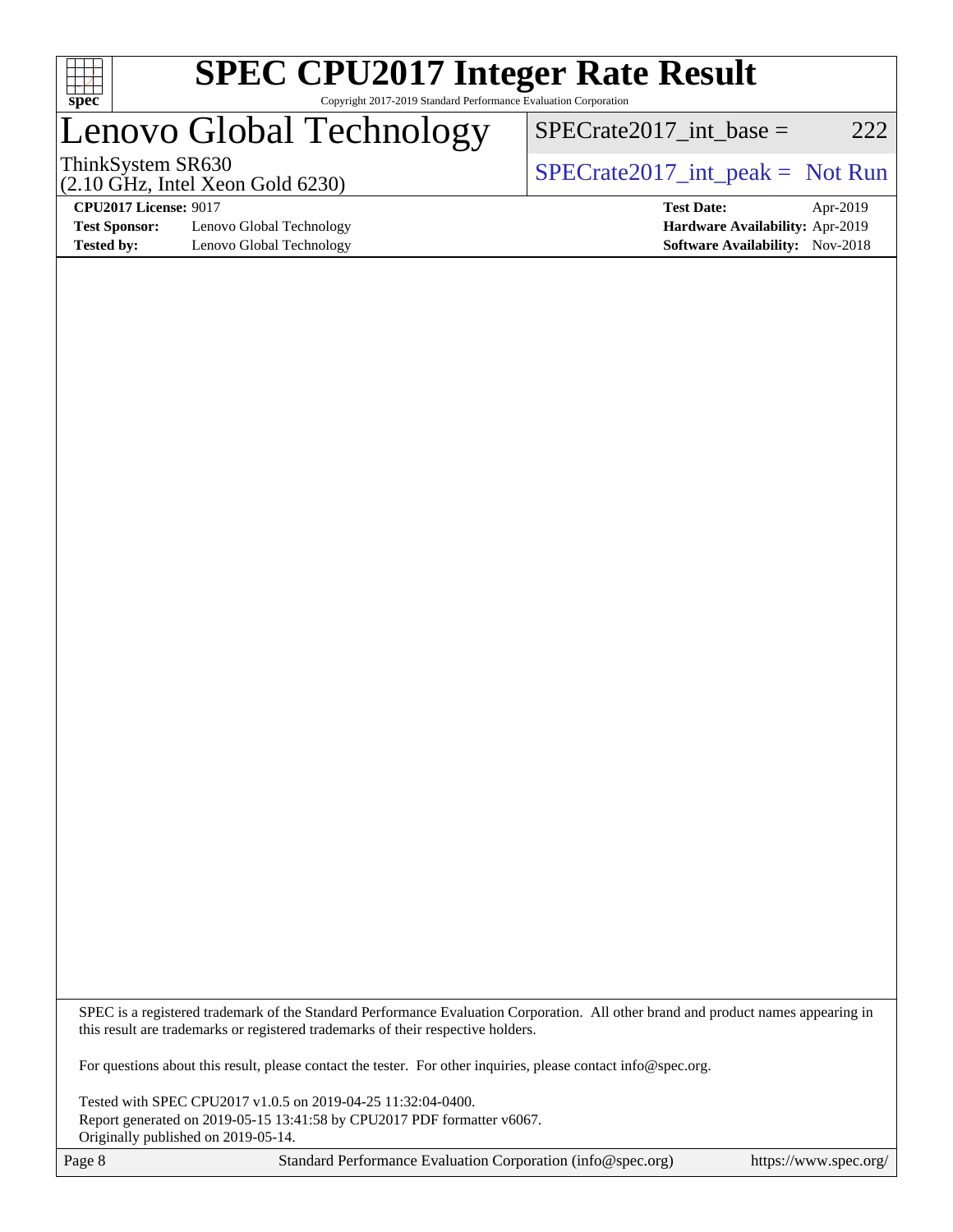SPEC is a registered trademark of the Standard Performance Evaluation Corporation. All other brand and product names appearing in this result are trademarks or registered trademarks of their respective holders.

For questions about this result, please contact the tester. For other inquiries, please contact info@spec.org.

Tested with SPEC CPU2017 v1.0.5 on 2019-04-25 11:32:04-0400.
Report generated on 2019-05-15 13:41:58 by CPU2017 PDF formatter v6067.
Originally published on 2019-05-14.